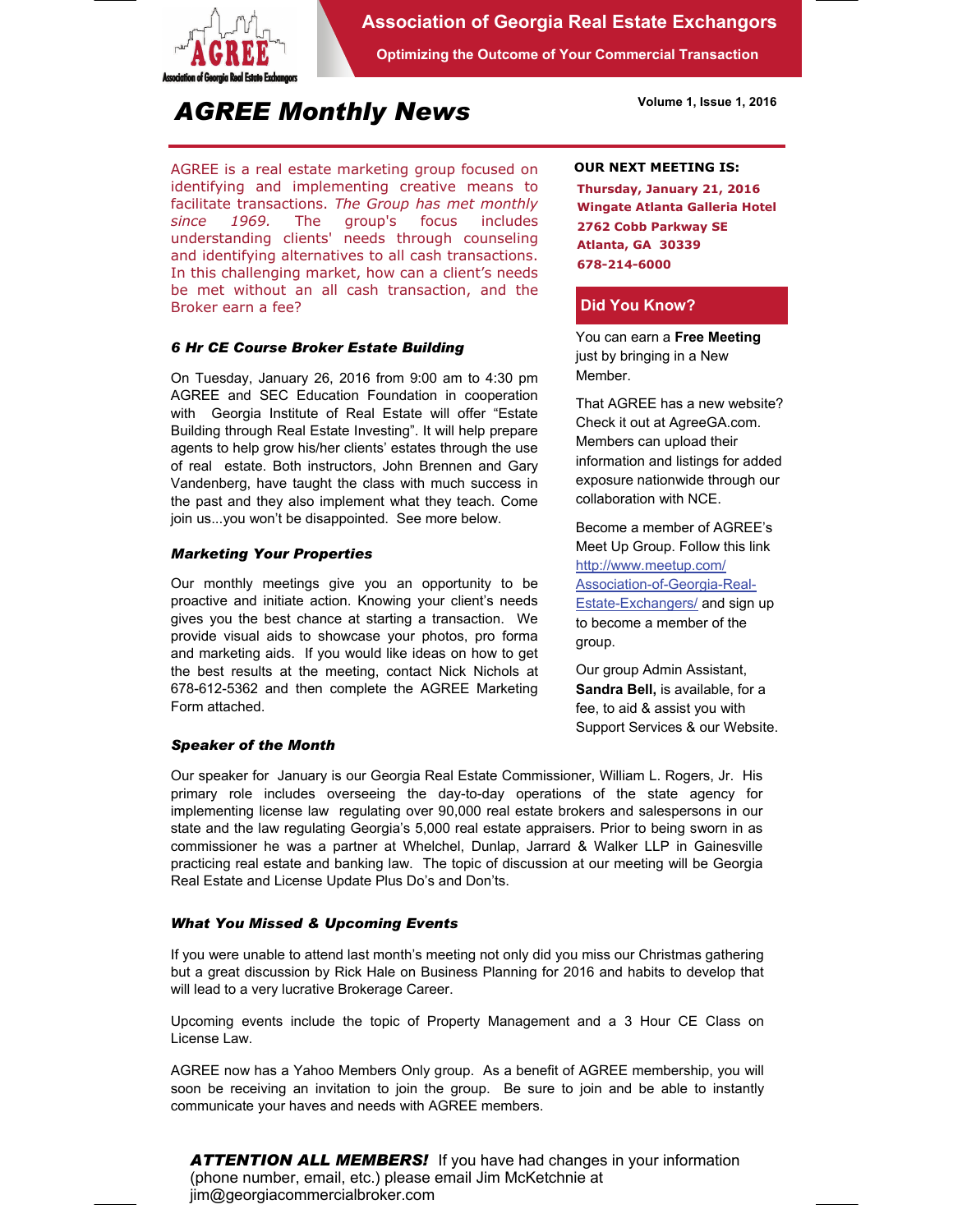# Association of Georgia Real Estate Exchangors

**Optimizing the Outcome of Your Commercial Transaction**

## AGREE Monthly News

**Volume 1, Issue 1, 2016**

AGREE is a real estate marketing group focused on identifying and implementing creative means to facilitate transactions. *The Group has met monthly since 1969.* The group's focus includes understanding clients' needs through counseling and identifying alternatives to all cash transactions. In this challenging market, how can a client's needs be met without an all cash transaction, and the Broker earn a fee?

### *6 Hr CE Course Broker Estate Building*

On Tuesday, January 26, 2016 from 9:00 am to 4:30 pm AGREE and SEC Education Foundation in cooperation with Georgia Institute of Real Estate will offer "Estate Building through Real Estate Investing". It will help prepare agents to help grow his/her clients' estates through the use of real estate. Both instructors, John Brennen and Gary Vandenberg, have taught the class with much success in the past and they also implement what they teach. Come join us...you won't be disappointed. See more below.

### *Marketing Your Properties*

Our monthly meetings give you an opportunity to be proactive and initiate action. Knowing your client's needs gives you the best chance at starting a transaction. We provide visual aids to showcase your photos, pro forma and marketing aids. If you would like ideas on how to get the best results at the meeting, contact Nick Nichols at 678-612-5362 and then complete the AGREE Marketing Form attached.

**OUR NEXT MEETING IS:**

**Thursday, January 21, 2016**
**Wingate Atlanta Galleria Hotel**
**2762 Cobb Parkway SE**
**Atlanta, GA 30339**
**678-214-6000**

### Did You Know?

You can earn a **Free Meeting** just by bringing in a New Member.

That AGREE has a new website? Check it out at AgreeGA.com. Members can upload their information and listings for added exposure nationwide through our collaboration with NCE.

Become a member of AGREE's Meet Up Group. Follow this link http://www.meetup.com/Association-of-Georgia-Real-Estate-Exchangers/ and sign up to become a member of the group.

Our group Admin Assistant, **Sandra Bell,** is available, for a fee, to aid & assist you with Support Services & our Website.

### *Speaker of the Month*

Our speaker for January is our Georgia Real Estate Commissioner, William L. Rogers, Jr. His primary role includes overseeing the day-to-day operations of the state agency for implementing license law regulating over 90,000 real estate brokers and salespersons in our state and the law regulating Georgia's 5,000 real estate appraisers. Prior to being sworn in as commissioner he was a partner at Whelchel, Dunlap, Jarrard & Walker LLP in Gainesville practicing real estate and banking law. The topic of discussion at our meeting will be Georgia Real Estate and License Update Plus Do's and Don'ts.

### *What You Missed & Upcoming Events*

If you were unable to attend last month's meeting not only did you miss our Christmas gathering but a great discussion by Rick Hale on Business Planning for 2016 and habits to develop that will lead to a very lucrative Brokerage Career.

Upcoming events include the topic of Property Management and a 3 Hour CE Class on License Law.

AGREE now has a Yahoo Members Only group. As a benefit of AGREE membership, you will soon be receiving an invitation to join the group. Be sure to join and be able to instantly communicate your haves and needs with AGREE members.

***ATTENTION ALL MEMBERS!*** If you have had changes in your information (phone number, email, etc.) please email Jim McKetchnie at jim@georgiacommercialbroker.com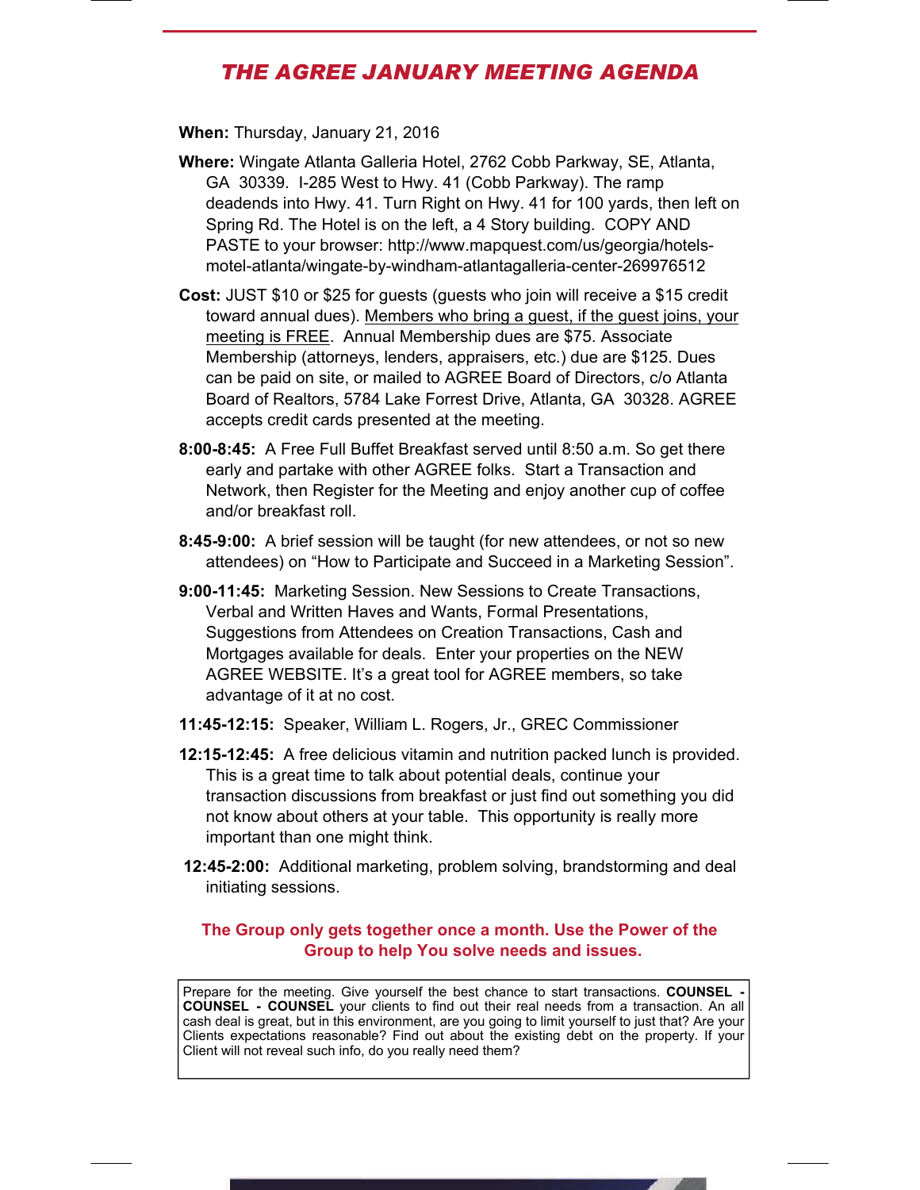# *THE AGREE JANUARY MEETING AGENDA*

**When:** Thursday, January 21, 2016

**Where:** Wingate Atlanta Galleria Hotel, 2762 Cobb Parkway, SE, Atlanta, GA 30339. I-285 West to Hwy. 41 (Cobb Parkway). The ramp deadends into Hwy. 41. Turn Right on Hwy. 41 for 100 yards, then left on Spring Rd. The Hotel is on the left, a 4 Story building. COPY AND PASTE to your browser: http://www.mapquest.com/us/georgia/hotels-motel-atlanta/wingate-by-windham-atlantagalleria-center-269976512

**Cost:** JUST $10 or $25 for guests (guests who join will receive a $15 credit toward annual dues). Members who bring a guest, if the guest joins, your meeting is FREE. Annual Membership dues are $75. Associate Membership (attorneys, lenders, appraisers, etc.) due are $125. Dues can be paid on site, or mailed to AGREE Board of Directors, c/o Atlanta Board of Realtors, 5784 Lake Forrest Drive, Atlanta, GA 30328. AGREE accepts credit cards presented at the meeting.

**8:00-8:45:** A Free Full Buffet Breakfast served until 8:50 a.m. So get there early and partake with other AGREE folks. Start a Transaction and Network, then Register for the Meeting and enjoy another cup of coffee and/or breakfast roll.

**8:45-9:00:** A brief session will be taught (for new attendees, or not so new attendees) on "How to Participate and Succeed in a Marketing Session".

**9:00-11:45:** Marketing Session. New Sessions to Create Transactions, Verbal and Written Haves and Wants, Formal Presentations, Suggestions from Attendees on Creation Transactions, Cash and Mortgages available for deals. Enter your properties on the NEW AGREE WEBSITE. It's a great tool for AGREE members, so take advantage of it at no cost.

**11:45-12:15:** Speaker, William L. Rogers, Jr., GREC Commissioner

**12:15-12:45:** A free delicious vitamin and nutrition packed lunch is provided. This is a great time to talk about potential deals, continue your transaction discussions from breakfast or just find out something you did not know about others at your table. This opportunity is really more important than one might think.

**12:45-2:00:** Additional marketing, problem solving, brandstorming and deal initiating sessions.

**The Group only gets together once a month. Use the Power of the Group to help You solve needs and issues.**

Prepare for the meeting. Give yourself the best chance to start transactions. **COUNSEL - COUNSEL - COUNSEL** your clients to find out their real needs from a transaction. An all cash deal is great, but in this environment, are you going to limit yourself to just that? Are your Clients expectations reasonable? Find out about the existing debt on the property. If your Client will not reveal such info, do you really need them?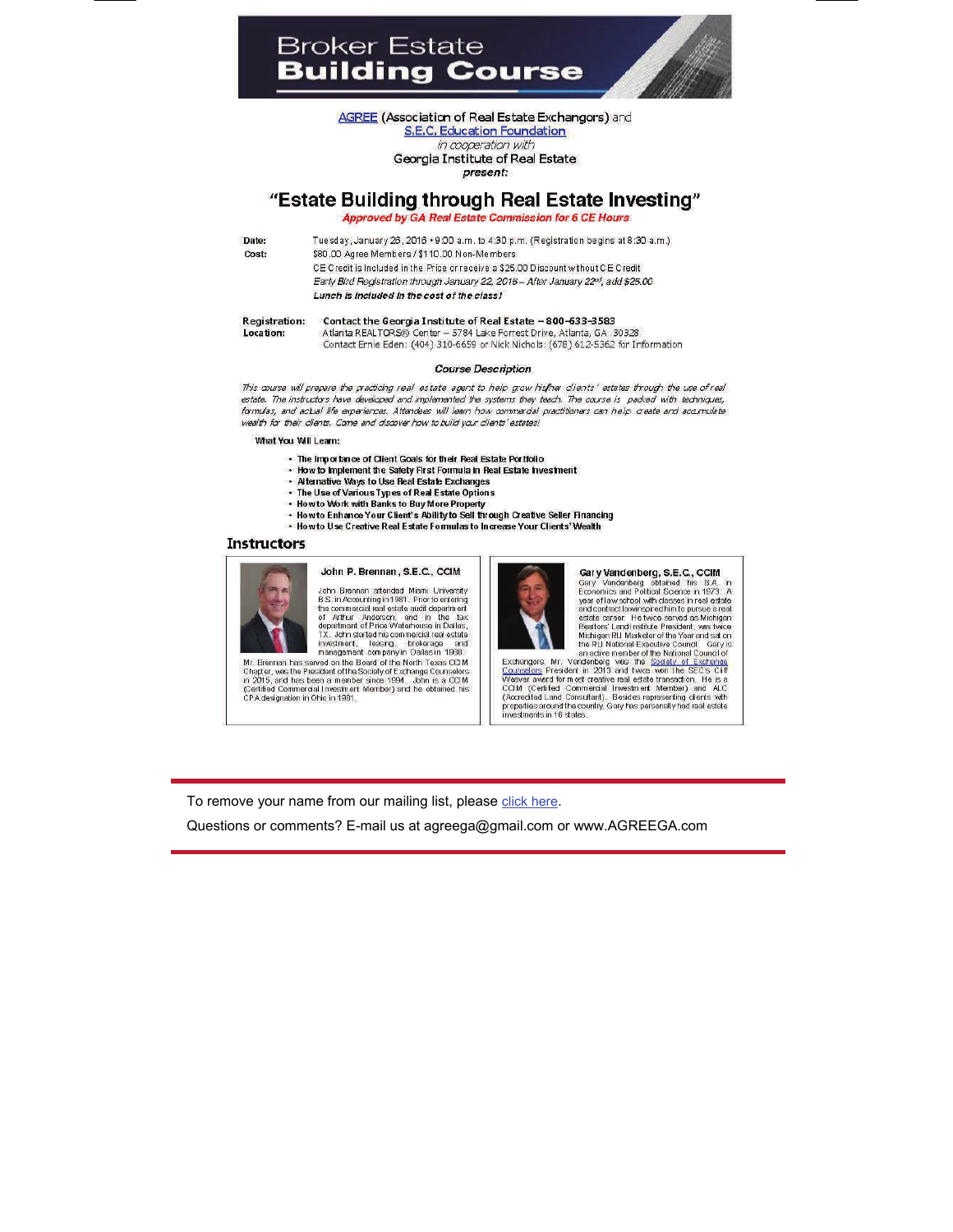# Broker Estate Building Course

AGREE (Association of Real Estate Exchangors) and
S.E.C. Education Foundation
*in cooperation with*
Georgia Institute of Real Estate
*present:*

## "Estate Building through Real Estate Investing"

***Approved by GA Real Estate Commission for 6 CE Hours***

**Date:** Tuesday, January 26, 2016 • 9:00 a.m. to 4:30 p.m. (Registration begins at 8:30 a.m.)

**Cost:** $80.00 Agree Members / $110.00 Non-Members
CE Credit is Included in the Price or receive a $25.00 Discount without CE Credit
*Early Bird Registration through January 22, 2016 – After January 22nd, add $25.00*
***Lunch is included in the cost of the class!***

**Registration:** Contact the Georgia Institute of Real Estate – 800-633-3583

**Location:** Atlanta REALTORS® Center – 5784 Lake Forrest Drive, Atlanta, GA 30328
Contact Ernie Eden: (404) 310-6659 or Nick Nichols: (678) 612-5362 for Information

***Course Description***

*This course will prepare the practicing real estate agent to help grow his/her clients' estates through the use of real estate. The instructors have developed and implemented the systems they teach. The course is packed with techniques, formulas, and actual life experiences. Attendees will learn how commercial practitioners can help create and accumulate wealth for their clients. Come and discover how to build your clients' estates!*

**What You Will Learn:**

- The Importance of Client Goals for their Real Estate Portfolio
- How to Implement the Safety First Formula in Real Estate Investment
- Alternative Ways to Use Real Estate Exchanges
- The Use of Various Types of Real Estate Options
- How to Work with Banks to Buy More Property
- How to Enhance Your Client's Ability to Sell through Creative Seller Financing
- How to Use Creative Real Estate Formulas to Increase Your Clients' Wealth

## Instructors

**John P. Brennan, S.E.C., CCIM**

John Brennan attended Miami University B.S. in Accounting in 1981. Prior to entering the commercial real estate audit department of Arthur Anderson, and in the tax department of Price Waterhouse in Dallas, TX. John started his commercial real estate investment, leasing, brokerage and management company in Dallas in 1988.

Mr. Brennan has served on the Board of the North Texas CCIM Chapter, was the President of the Society of Exchange Counselors in 2015, and has been a member since 1994. John is a CCIM (Certified Commercial Investment Member) and he obtained his CPA designation in Ohio in 1981.

**Gary Vandenberg, S.E.C., CCIM**

Gary Vandenberg obtained his B.A. in Economics and Political Science in 1973. A year of law school with classes in real estate and contract law inspired him to pursue a real estate career. He twice served as Michigan Realtors' Land Institute President, was twice Michigan RLI Marketer of the Year and sat on the RLI National Executive Council. Gary is an active member of the National Council of Exchangors. Mr. Vandenberg was the Society of Exchange Counselors President in 2013 and twice won the SEC's Cliff Weaver award for most creative real estate transaction. He is a CCIM (Certified Commercial Investment Member) and ALC (Accredited Land Consultant). Besides representing clients with properties around the country, Gary has personally had real estate investments in 16 states.

---

To remove your name from our mailing list, please click here.

Questions or comments? E-mail us at agreega@gmail.com or www.AGREEGA.com

---